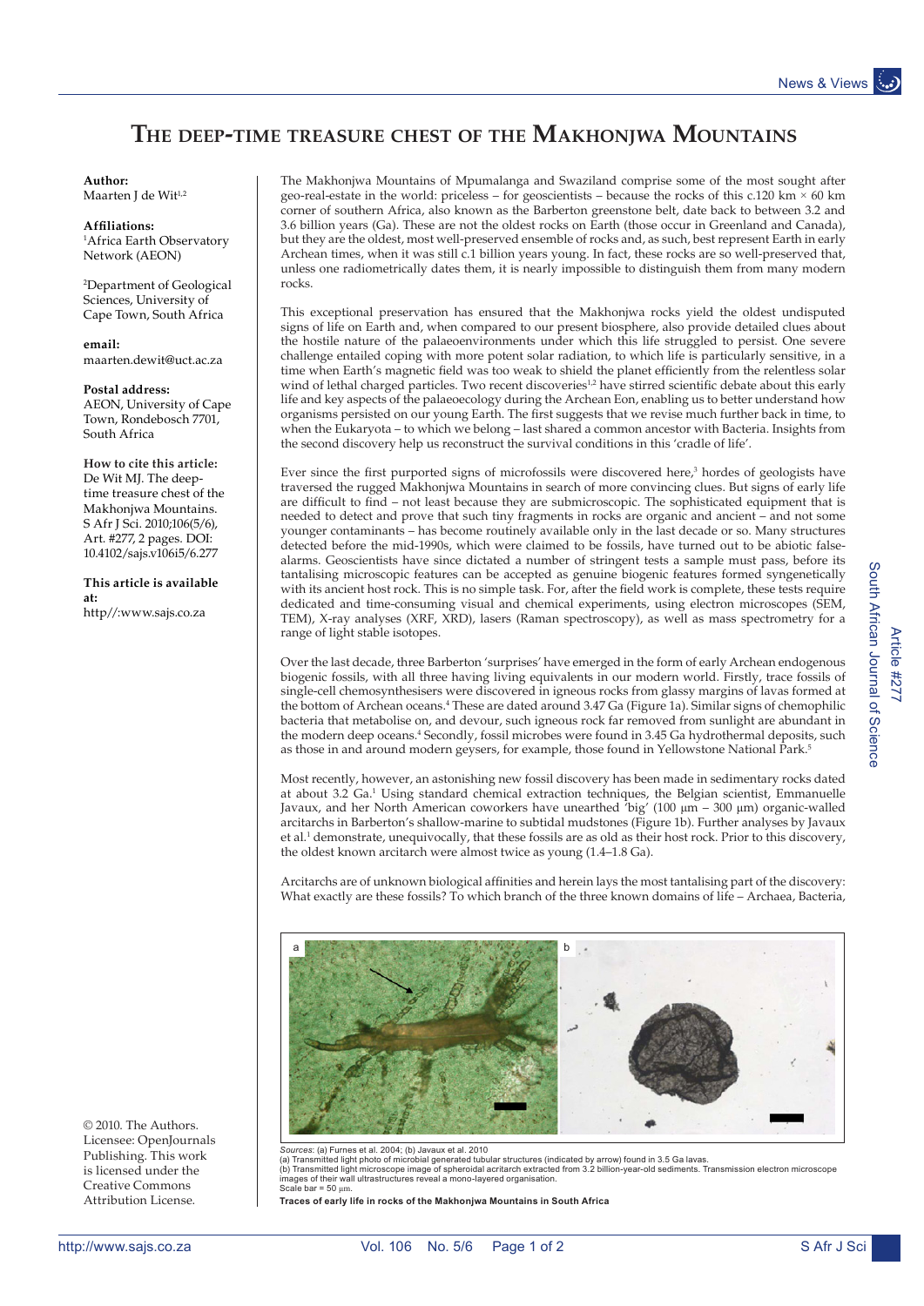# The deep-time treasure chest of the Makhonjwa Mountains

**Author:**
Maarten J de Wit[1,2]

**Affiliations:**
[1]Africa Earth Observatory Network (AEON)

[2]Department of Geological Sciences, University of Cape Town, South Africa

**email:**
maarten.dewit@uct.ac.za

**Postal address:**
AEON, University of Cape Town, Rondebosch 7701, South Africa

**How to cite this article:**
De Wit MJ. The deep-time treasure chest of the Makhonjwa Mountains. S Afr J Sci. 2010;106(5/6), Art. #277, 2 pages. DOI: 10.4102/sajs.v106i5/6.277

**This article is available at:**
http//:www.sajs.co.za

© 2010. The Authors. Licensee: OpenJournals Publishing. This work is licensed under the Creative Commons Attribution License.

The Makhonjwa Mountains of Mpumalanga and Swaziland comprise some of the most sought after geo-real-estate in the world: priceless – for geoscientists – because the rocks of this c.120 km × 60 km corner of southern Africa, also known as the Barberton greenstone belt, date back to between 3.2 and 3.6 billion years (Ga). These are not the oldest rocks on Earth (those occur in Greenland and Canada), but they are the oldest, most well-preserved ensemble of rocks and, as such, best represent Earth in early Archean times, when it was still c.1 billion years young. In fact, these rocks are so well-preserved that, unless one radiometrically dates them, it is nearly impossible to distinguish them from many modern rocks.

This exceptional preservation has ensured that the Makhonjwa rocks yield the oldest undisputed signs of life on Earth and, when compared to our present biosphere, also provide detailed clues about the hostile nature of the palaeoenvironments under which this life struggled to persist. One severe challenge entailed coping with more potent solar radiation, to which life is particularly sensitive, in a time when Earth's magnetic field was too weak to shield the planet efficiently from the relentless solar wind of lethal charged particles. Two recent discoveries[1,2] have stirred scientific debate about this early life and key aspects of the palaeoecology during the Archean Eon, enabling us to better understand how organisms persisted on our young Earth. The first suggests that we revise much further back in time, to when the Eukaryota – to which we belong – last shared a common ancestor with Bacteria. Insights from the second discovery help us reconstruct the survival conditions in this 'cradle of life'.

Ever since the first purported signs of microfossils were discovered here,[3] hordes of geologists have traversed the rugged Makhonjwa Mountains in search of more convincing clues. But signs of early life are difficult to find – not least because they are submicroscopic. The sophisticated equipment that is needed to detect and prove that such tiny fragments in rocks are organic and ancient – and not some younger contaminants – has become routinely available only in the last decade or so. Many structures detected before the mid-1990s, which were claimed to be fossils, have turned out to be abiotic false-alarms. Geoscientists have since dictated a number of stringent tests a sample must pass, before its tantalising microscopic features can be accepted as genuine biogenic features formed syngenetically with its ancient host rock. This is no simple task. For, after the field work is complete, these tests require dedicated and time-consuming visual and chemical experiments, using electron microscopes (SEM, TEM), X-ray analyses (XRF, XRD), lasers (Raman spectroscopy), as well as mass spectrometry for a range of light stable isotopes.

Over the last decade, three Barberton 'surprises' have emerged in the form of early Archean endogenous biogenic fossils, with all three having living equivalents in our modern world. Firstly, trace fossils of single-cell chemosynthesisers were discovered in igneous rocks from glassy margins of lavas formed at the bottom of Archean oceans.[4] These are dated around 3.47 Ga (Figure 1a). Similar signs of chemophilic bacteria that metabolise on, and devour, such igneous rock far removed from sunlight are abundant in the modern deep oceans.[4] Secondly, fossil microbes were found in 3.45 Ga hydrothermal deposits, such as those in and around modern geysers, for example, those found in Yellowstone National Park.[5]

Most recently, however, an astonishing new fossil discovery has been made in sedimentary rocks dated at about 3.2 Ga.[1] Using standard chemical extraction techniques, the Belgian scientist, Emmanuelle Javaux, and her North American coworkers have unearthed 'big' (100 μm – 300 μm) organic-walled arcitarchs in Barberton's shallow-marine to subtidal mudstones (Figure 1b). Further analyses by Javaux et al.[1] demonstrate, unequivocally, that these fossils are as old as their host rock. Prior to this discovery, the oldest known arcitarch were almost twice as young (1.4–1.8 Ga).

Arcitarchs are of unknown biological affinities and herein lays the most tantalising part of the discovery: What exactly are these fossils? To which branch of the three known domains of life – Archaea, Bacteria,

a

b

*Sources*: (a) Furnes et al. 2004; (b) Javaux et al. 2010
(a) Transmitted light photo of microbial generated tubular structures (indicated by arrow) found in 3.5 Ga lavas.
(b) Transmitted light microscope image of spheroidal acritarch extracted from 3.2 billion-year-old sediments. Transmission electron microscope images of their wall ultrastructures reveal a mono-layered organisation.
Scale bar = 50 μm.

**Traces of early life in rocks of the Makhonjwa Mountains in South Africa**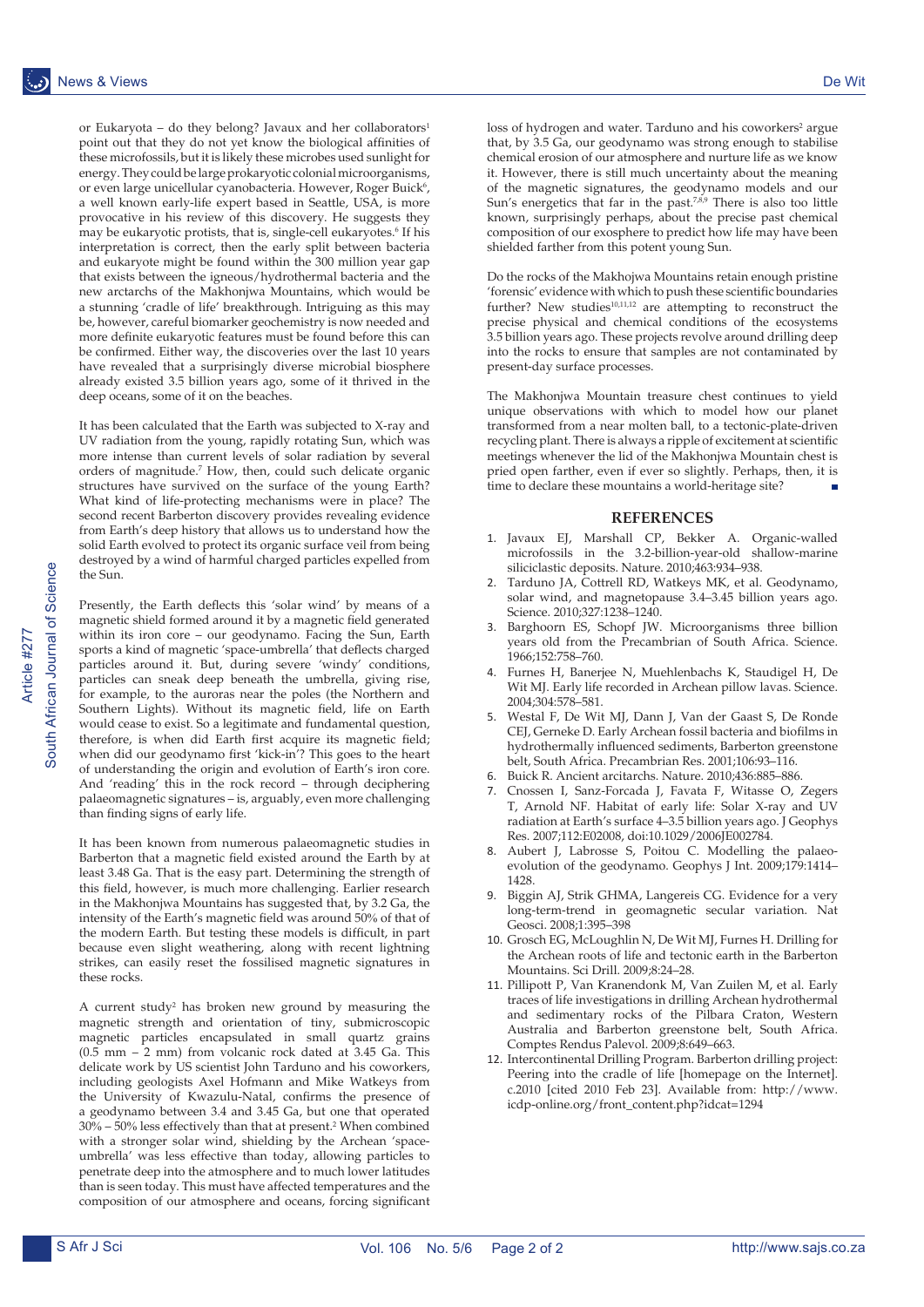or Eukaryota – do they belong? Javaux and her collaborators[1] point out that they do not yet know the biological affinities of these microfossils, but it is likely these microbes used sunlight for energy. They could be large prokaryotic colonial microorganisms, or even large unicellular cyanobacteria. However, Roger Buick[6], a well known early-life expert based in Seattle, USA, is more provocative in his review of this discovery. He suggests they may be eukaryotic protists, that is, single-cell eukaryotes.[6] If his interpretation is correct, then the early split between bacteria and eukaryote might be found within the 300 million year gap that exists between the igneous/hydrothermal bacteria and the new arctarchs of the Makhonjwa Mountains, which would be a stunning 'cradle of life' breakthrough. Intriguing as this may be, however, careful biomarker geochemistry is now needed and more definite eukaryotic features must be found before this can be confirmed. Either way, the discoveries over the last 10 years have revealed that a surprisingly diverse microbial biosphere already existed 3.5 billion years ago, some of it thrived in the deep oceans, some of it on the beaches.

It has been calculated that the Earth was subjected to X-ray and UV radiation from the young, rapidly rotating Sun, which was more intense than current levels of solar radiation by several orders of magnitude.[7] How, then, could such delicate organic structures have survived on the surface of the young Earth? What kind of life-protecting mechanisms were in place? The second recent Barberton discovery provides revealing evidence from Earth's deep history that allows us to understand how the solid Earth evolved to protect its organic surface veil from being destroyed by a wind of harmful charged particles expelled from the Sun.

Presently, the Earth deflects this 'solar wind' by means of a magnetic shield formed around it by a magnetic field generated within its iron core – our geodynamo. Facing the Sun, Earth sports a kind of magnetic 'space-umbrella' that deflects charged particles around it. But, during severe 'windy' conditions, particles can sneak deep beneath the umbrella, giving rise, for example, to the auroras near the poles (the Northern and Southern Lights). Without its magnetic field, life on Earth would cease to exist. So a legitimate and fundamental question, therefore, is when did Earth first acquire its magnetic field; when did our geodynamo first 'kick-in'? This goes to the heart of understanding the origin and evolution of Earth's iron core. And 'reading' this in the rock record – through deciphering palaeomagnetic signatures – is, arguably, even more challenging than finding signs of early life.

It has been known from numerous palaeomagnetic studies in Barberton that a magnetic field existed around the Earth by at least 3.48 Ga. That is the easy part. Determining the strength of this field, however, is much more challenging. Earlier research in the Makhonjwa Mountains has suggested that, by 3.2 Ga, the intensity of the Earth's magnetic field was around 50% of that of the modern Earth. But testing these models is difficult, in part because even slight weathering, along with recent lightning strikes, can easily reset the fossilised magnetic signatures in these rocks.

A current study[2] has broken new ground by measuring the magnetic strength and orientation of tiny, submicroscopic magnetic particles encapsulated in small quartz grains (0.5 mm – 2 mm) from volcanic rock dated at 3.45 Ga. This delicate work by US scientist John Tarduno and his coworkers, including geologists Axel Hofmann and Mike Watkeys from the University of Kwazulu-Natal, confirms the presence of a geodynamo between 3.4 and 3.45 Ga, but one that operated 30% – 50% less effectively than that at present.[2] When combined with a stronger solar wind, shielding by the Archean 'space-umbrella' was less effective than today, allowing particles to penetrate deep into the atmosphere and to much lower latitudes than is seen today. This must have affected temperatures and the composition of our atmosphere and oceans, forcing significant loss of hydrogen and water. Tarduno and his coworkers[2] argue that, by 3.5 Ga, our geodynamo was strong enough to stabilise chemical erosion of our atmosphere and nurture life as we know it. However, there is still much uncertainty about the meaning of the magnetic signatures, the geodynamo models and our Sun's energetics that far in the past.[7,8,9] There is also too little known, surprisingly perhaps, about the precise past chemical composition of our exosphere to predict how life may have been shielded farther from this potent young Sun.

Do the rocks of the Makhojwa Mountains retain enough pristine 'forensic' evidence with which to push these scientific boundaries further? New studies[10,11,12] are attempting to reconstruct the precise physical and chemical conditions of the ecosystems 3.5 billion years ago. These projects revolve around drilling deep into the rocks to ensure that samples are not contaminated by present-day surface processes.

The Makhonjwa Mountain treasure chest continues to yield unique observations with which to model how our planet transformed from a near molten ball, to a tectonic-plate-driven recycling plant. There is always a ripple of excitement at scientific meetings whenever the lid of the Makhonjwa Mountain chest is pried open farther, even if ever so slightly. Perhaps, then, it is time to declare these mountains a world-heritage site?

## REFERENCES

1. Javaux EJ, Marshall CP, Bekker A. Organic-walled microfossils in the 3.2-billion-year-old shallow-marine siliciclastic deposits. Nature. 2010;463:934–938.
2. Tarduno JA, Cottrell RD, Watkeys MK, et al. Geodynamo, solar wind, and magnetopause 3.4–3.45 billion years ago. Science. 2010;327:1238–1240.
3. Barghoorn ES, Schopf JW. Microorganisms three billion years old from the Precambrian of South Africa. Science. 1966;152:758–760.
4. Furnes H, Banerjee N, Muehlenbachs K, Staudigel H, De Wit MJ. Early life recorded in Archean pillow lavas. Science. 2004;304:578–581.
5. Westal F, De Wit MJ, Dann J, Van der Gaast S, De Ronde CEJ, Gerneke D. Early Archean fossil bacteria and biofilms in hydrothermally influenced sediments, Barberton greenstone belt, South Africa. Precambrian Res. 2001;106:93–116.
6. Buick R. Ancient arcitarchs. Nature. 2010;436:885–886.
7. Cnossen I, Sanz-Forcada J, Favata F, Witasse O, Zegers T, Arnold NF. Habitat of early life: Solar X-ray and UV radiation at Earth's surface 4–3.5 billion years ago. J Geophys Res. 2007;112:E02008, doi:10.1029/2006JE002784.
8. Aubert J, Labrosse S, Poitou C. Modelling the palaeo-evolution of the geodynamo. Geophys J Int. 2009;179:1414–1428.
9. Biggin AJ, Strik GHMA, Langereis CG. Evidence for a very long-term-trend in geomagnetic secular variation. Nat Geosci. 2008;1:395–398
10. Grosch EG, McLoughlin N, De Wit MJ, Furnes H. Drilling for the Archean roots of life and tectonic earth in the Barberton Mountains. Sci Drill. 2009;8:24–28.
11. Pillipott P, Van Kranendonk M, Van Zuilen M, et al. Early traces of life investigations in drilling Archean hydrothermal and sedimentary rocks of the Pilbara Craton, Western Australia and Barberton greenstone belt, South Africa. Comptes Rendus Palevol. 2009;8:649–663.
12. Intercontinental Drilling Program. Barberton drilling project: Peering into the cradle of life [homepage on the Internet]. c.2010 [cited 2010 Feb 23]. Available from: http://www.icdp-online.org/front_content.php?idcat=1294